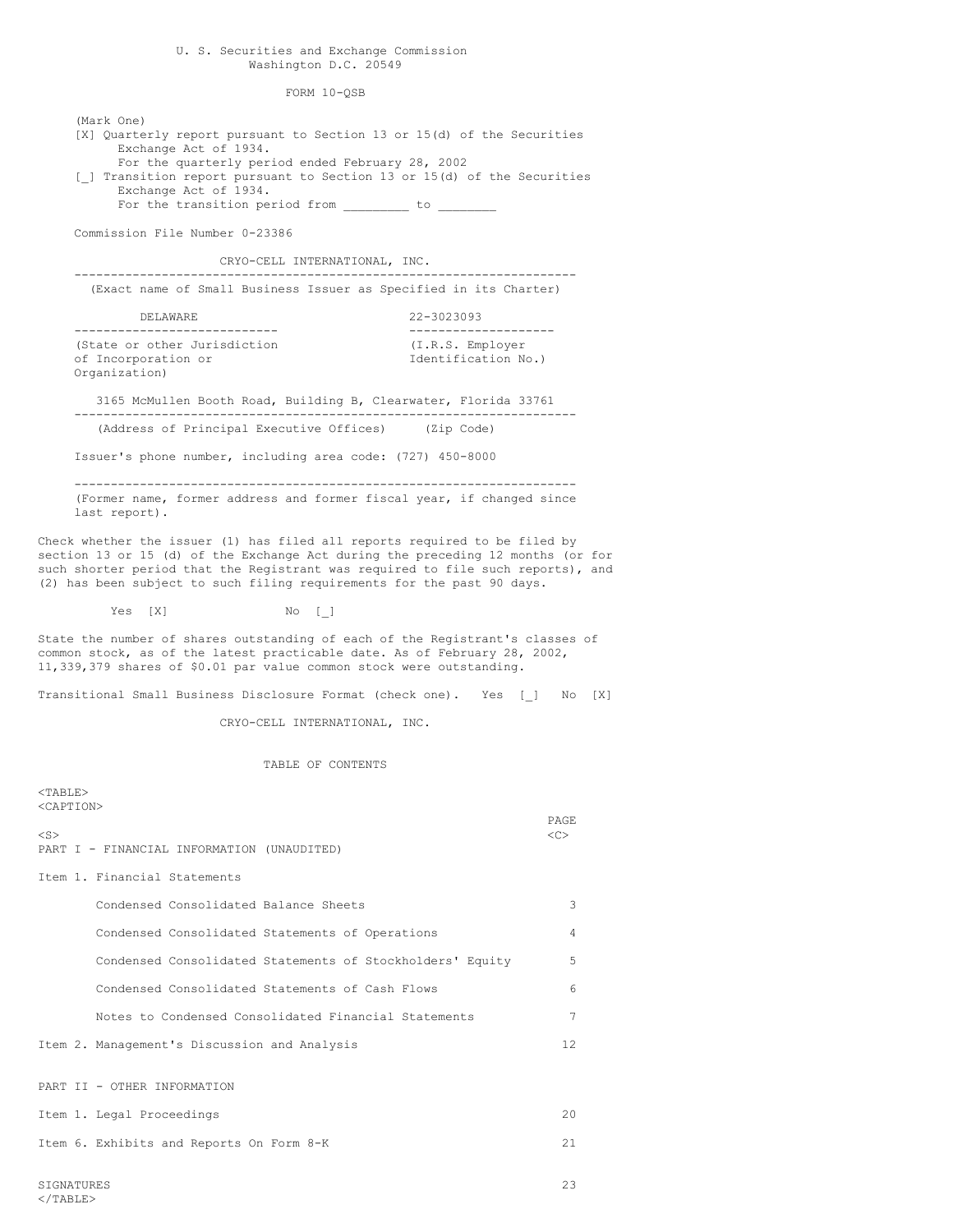U. S. Securities and Exchange Commission
Washington D.C. 20549

FORM 10-QSB

(Mark One)

[X] Quarterly report pursuant to Section 13 or 15(d) of the Securities Exchange Act of 1934.
For the quarterly period ended February 28, 2002

[_] Transition report pursuant to Section 13 or 15(d) of the Securities Exchange Act of 1934.
For the transition period from _________ to ________

Commission File Number 0-23386

CRYO-CELL INTERNATIONAL, INC.

(Exact name of Small Business Issuer as Specified in its Charter)

| DELAWARE | 22-3023093 |
|---|---|
| (State or other Jurisdiction of Incorporation or Organization) | (I.R.S. Employer Identification No.) |

3165 McMullen Booth Road, Building B, Clearwater, Florida 33761

(Address of Principal Executive Offices) (Zip Code)

Issuer's phone number, including area code: (727) 450-8000

(Former name, former address and former fiscal year, if changed since last report).

Check whether the issuer (1) has filed all reports required to be filed by section 13 or 15 (d) of the Exchange Act during the preceding 12 months (or for such shorter period that the Registrant was required to file such reports), and (2) has been subject to such filing requirements for the past 90 days.

Yes [X] No [_]

State the number of shares outstanding of each of the Registrant's classes of common stock, as of the latest practicable date. As of February 28, 2002, 11,339,379 shares of $0.01 par value common stock were outstanding.

Transitional Small Business Disclosure Format (check one). Yes [_] No [X]

CRYO-CELL INTERNATIONAL, INC.

TABLE OF CONTENTS

| | PAGE |
|---|---|
| PART I - FINANCIAL INFORMATION (UNAUDITED) | |
| Item 1. Financial Statements | |
| Condensed Consolidated Balance Sheets | 3 |
| Condensed Consolidated Statements of Operations | 4 |
| Condensed Consolidated Statements of Stockholders' Equity | 5 |
| Condensed Consolidated Statements of Cash Flows | 6 |
| Notes to Condensed Consolidated Financial Statements | 7 |
| Item 2. Management's Discussion and Analysis | 12 |
| PART II - OTHER INFORMATION | |
| Item 1. Legal Proceedings | 20 |
| Item 6. Exhibits and Reports On Form 8-K | 21 |
| SIGNATURES | 23 |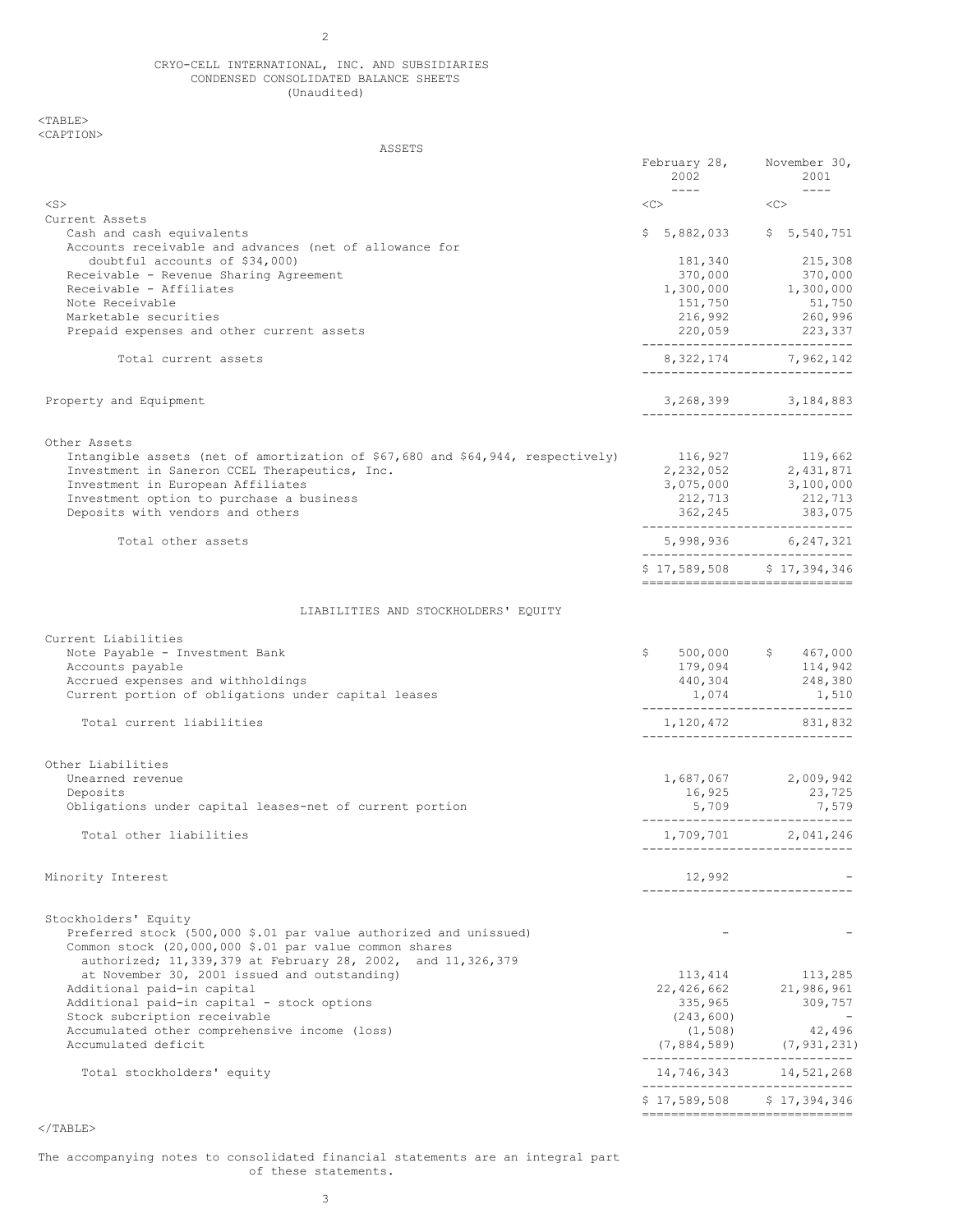# CRYO-CELL INTERNATIONAL, INC. AND SUBSIDIARIES
## CONDENSED CONSOLIDATED BALANCE SHEETS
### (Unaudited)

**ASSETS**

| | February 28, 2002 | November 30, 2001 |
|---|---|---|
| **Current Assets** | | |
| Cash and cash equivalents | $ 5,882,033 | $ 5,540,751 |
| Accounts receivable and advances (net of allowance for doubtful accounts of $34,000) | 181,340 | 215,308 |
| Receivable - Revenue Sharing Agreement | 370,000 | 370,000 |
| Receivable - Affiliates | 1,300,000 | 1,300,000 |
| Note Receivable | 151,750 | 51,750 |
| Marketable securities | 216,992 | 260,996 |
| Prepaid expenses and other current assets | 220,059 | 223,337 |
| Total current assets | 8,322,174 | 7,962,142 |
| Property and Equipment | 3,268,399 | 3,184,883 |
| **Other Assets** | | |
| Intangible assets (net of amortization of $67,680 and $64,944, respectively) | 116,927 | 119,662 |
| Investment in Saneron CCEL Therapeutics, Inc. | 2,232,052 | 2,431,871 |
| Investment in European Affiliates | 3,075,000 | 3,100,000 |
| Investment option to purchase a business | 212,713 | 212,713 |
| Deposits with vendors and others | 362,245 | 383,075 |
| Total other assets | 5,998,936 | 6,247,321 |
| | $ 17,589,508 | $ 17,394,346 |

**LIABILITIES AND STOCKHOLDERS' EQUITY**

| | February 28, 2002 | November 30, 2001 |
|---|---|---|
| **Current Liabilities** | | |
| Note Payable - Investment Bank | $ 500,000 | $ 467,000 |
| Accounts payable | 179,094 | 114,942 |
| Accrued expenses and withholdings | 440,304 | 248,380 |
| Current portion of obligations under capital leases | 1,074 | 1,510 |
| Total current liabilities | 1,120,472 | 831,832 |
| **Other Liabilities** | | |
| Unearned revenue | 1,687,067 | 2,009,942 |
| Deposits | 16,925 | 23,725 |
| Obligations under capital leases-net of current portion | 5,709 | 7,579 |
| Total other liabilities | 1,709,701 | 2,041,246 |
| Minority Interest | 12,992 | - |
| **Stockholders' Equity** | | |
| Preferred stock (500,000 $.01 par value authorized and unissued) | - | - |
| Common stock (20,000,000 $.01 par value common shares authorized; 11,339,379 at February 28, 2002, and 11,326,379 at November 30, 2001 issued and outstanding) | 113,414 | 113,285 |
| Additional paid-in capital | 22,426,662 | 21,986,961 |
| Additional paid-in capital - stock options | 335,965 | 309,757 |
| Stock subcription receivable | (243,600) | - |
| Accumulated other comprehensive income (loss) | (1,508) | 42,496 |
| Accumulated deficit | (7,884,589) | (7,931,231) |
| Total stockholders' equity | 14,746,343 | 14,521,268 |
| | $ 17,589,508 | $ 17,394,346 |

The accompanying notes to consolidated financial statements are an integral part of these statements.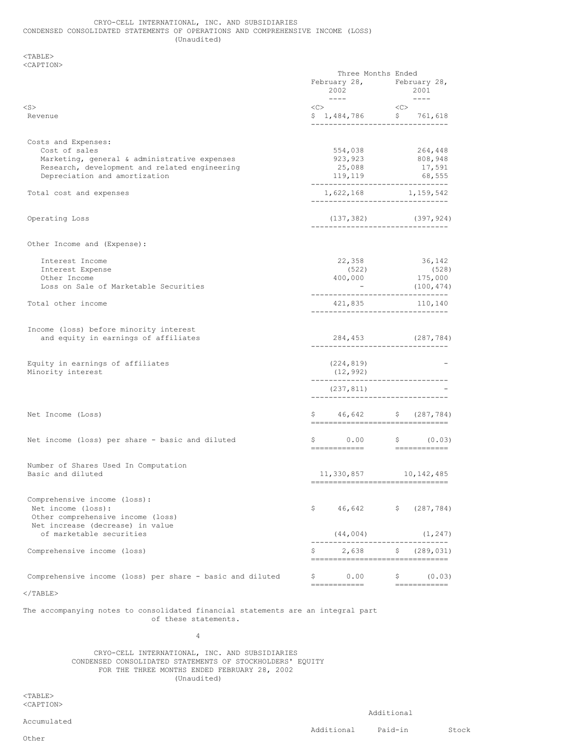CRYO-CELL INTERNATIONAL, INC. AND SUBSIDIARIES
CONDENSED CONSOLIDATED STATEMENTS OF OPERATIONS AND COMPREHENSIVE INCOME (LOSS)
(Unaudited)

| | Three Months Ended February 28, 2002 | Three Months Ended February 28, 2001 |
|---|---|---|
| Revenue | $ 1,484,786 | $ 761,618 |
| Costs and Expenses: | | |
| Cost of sales | 554,038 | 264,448 |
| Marketing, general & administrative expenses | 923,923 | 808,948 |
| Research, development and related engineering | 25,088 | 17,591 |
| Depreciation and amortization | 119,119 | 68,555 |
| Total cost and expenses | 1,622,168 | 1,159,542 |
| Operating Loss | (137,382) | (397,924) |
| Other Income and (Expense): | | |
| Interest Income | 22,358 | 36,142 |
| Interest Expense | (522) | (528) |
| Other Income | 400,000 | 175,000 |
| Loss on Sale of Marketable Securities | - | (100,474) |
| Total other income | 421,835 | 110,140 |
| Income (loss) before minority interest and equity in earnings of affiliates | 284,453 | (287,784) |
| Equity in earnings of affiliates | (224,819) | - |
| Minority interest | (12,992) | |
| | (237,811) | - |
| Net Income (Loss) | $ 46,642 | $ (287,784) |
| Net income (loss) per share - basic and diluted | $ 0.00 | $ (0.03) |
| Number of Shares Used In Computation Basic and diluted | 11,330,857 | 10,142,485 |
| Comprehensive income (loss): | | |
| Net income (loss): | $ 46,642 | $ (287,784) |
| Other comprehensive income (loss) | | |
| Net increase (decrease) in value of marketable securities | (44,004) | (1,247) |
| Comprehensive income (loss) | $ 2,638 | $ (289,031) |
| Comprehensive income (loss) per share - basic and diluted | $ 0.00 | $ (0.03) |

The accompanying notes to consolidated financial statements are an integral part of these statements.

CRYO-CELL INTERNATIONAL, INC. AND SUBSIDIARIES
CONDENSED CONSOLIDATED STATEMENTS OF STOCKHOLDERS' EQUITY
FOR THE THREE MONTHS ENDED FEBRUARY 28, 2002
(Unaudited)

Additional

Accumulated

Additional Paid-in Stock

Other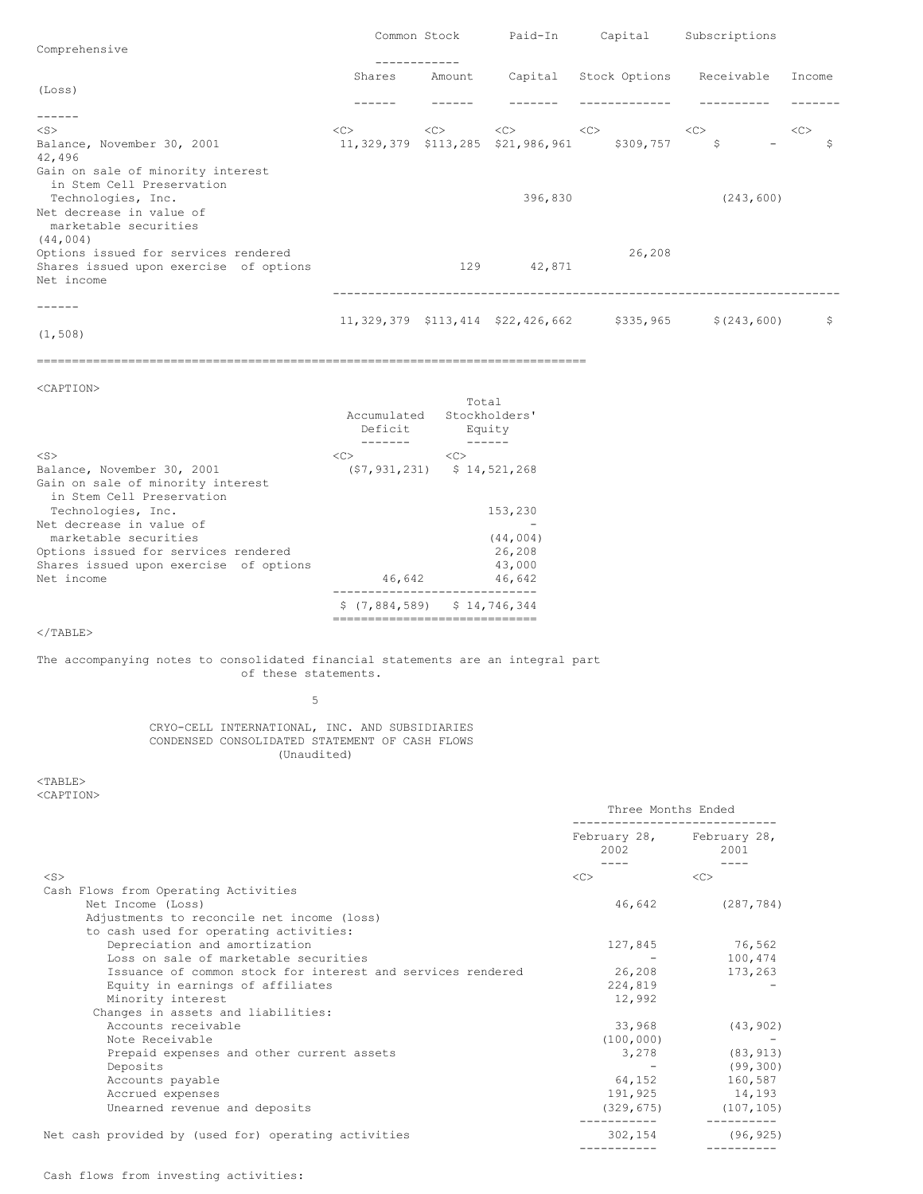| | Common Stock | | Paid-In | Capital | Subscriptions | Comprehensive |
|---|---|---|---|---|---|---|
| | Shares | Amount | Capital | Stock Options | Receivable | Income (Loss) |
| Balance, November 30, 2001 | 11,329,379 | $113,285 | $21,986,961 | $309,757 | $ - | $ 42,496 |
| Gain on sale of minority interest in Stem Cell Preservation Technologies, Inc. | | | 396,830 | | (243,600) | |
| Net decrease in value of marketable securities | | | | | | (44,004) |
| Options issued for services rendered | | | | 26,208 | | |
| Shares issued upon exercise of options | | 129 | 42,871 | | | |
| Net income | | | | | | |
| | 11,329,379 | $113,414 | $22,426,662 | $335,965 | $(243,600) | $ (1,508) |

| | Accumulated Deficit | Total Stockholders' Equity |
|---|---|---|
| Balance, November 30, 2001 | ($7,931,231) | $ 14,521,268 |
| Gain on sale of minority interest in Stem Cell Preservation Technologies, Inc. | | 153,230 |
| Net decrease in value of marketable securities | | - (44,004) |
| Options issued for services rendered | | 26,208 |
| Shares issued upon exercise of options | | 43,000 |
| Net income | 46,642 | 46,642 |
| | $ (7,884,589) | $ 14,746,344 |

The accompanying notes to consolidated financial statements are an integral part of these statements.

CRYO-CELL INTERNATIONAL, INC. AND SUBSIDIARIES
CONDENSED CONSOLIDATED STATEMENT OF CASH FLOWS
(Unaudited)

| | Three Months Ended | |
|---|---|---|
| | February 28, 2002 | February 28, 2001 |
| **Cash Flows from Operating Activities** | | |
| Net Income (Loss) | 46,642 | (287,784) |
| Adjustments to reconcile net income (loss) to cash used for operating activities: | | |
| Depreciation and amortization | 127,845 | 76,562 |
| Loss on sale of marketable securities | - | 100,474 |
| Issuance of common stock for interest and services rendered | 26,208 | 173,263 |
| Equity in earnings of affiliates | 224,819 | - |
| Minority interest | 12,992 | |
| Changes in assets and liabilities: | | |
| Accounts receivable | 33,968 | (43,902) |
| Note Receivable | (100,000) | - |
| Prepaid expenses and other current assets | 3,278 | (83,913) |
| Deposits | - | (99,300) |
| Accounts payable | 64,152 | 160,587 |
| Accrued expenses | 191,925 | 14,193 |
| Unearned revenue and deposits | (329,675) | (107,105) |
| Net cash provided by (used for) operating activities | 302,154 | (96,925) |

Cash flows from investing activities: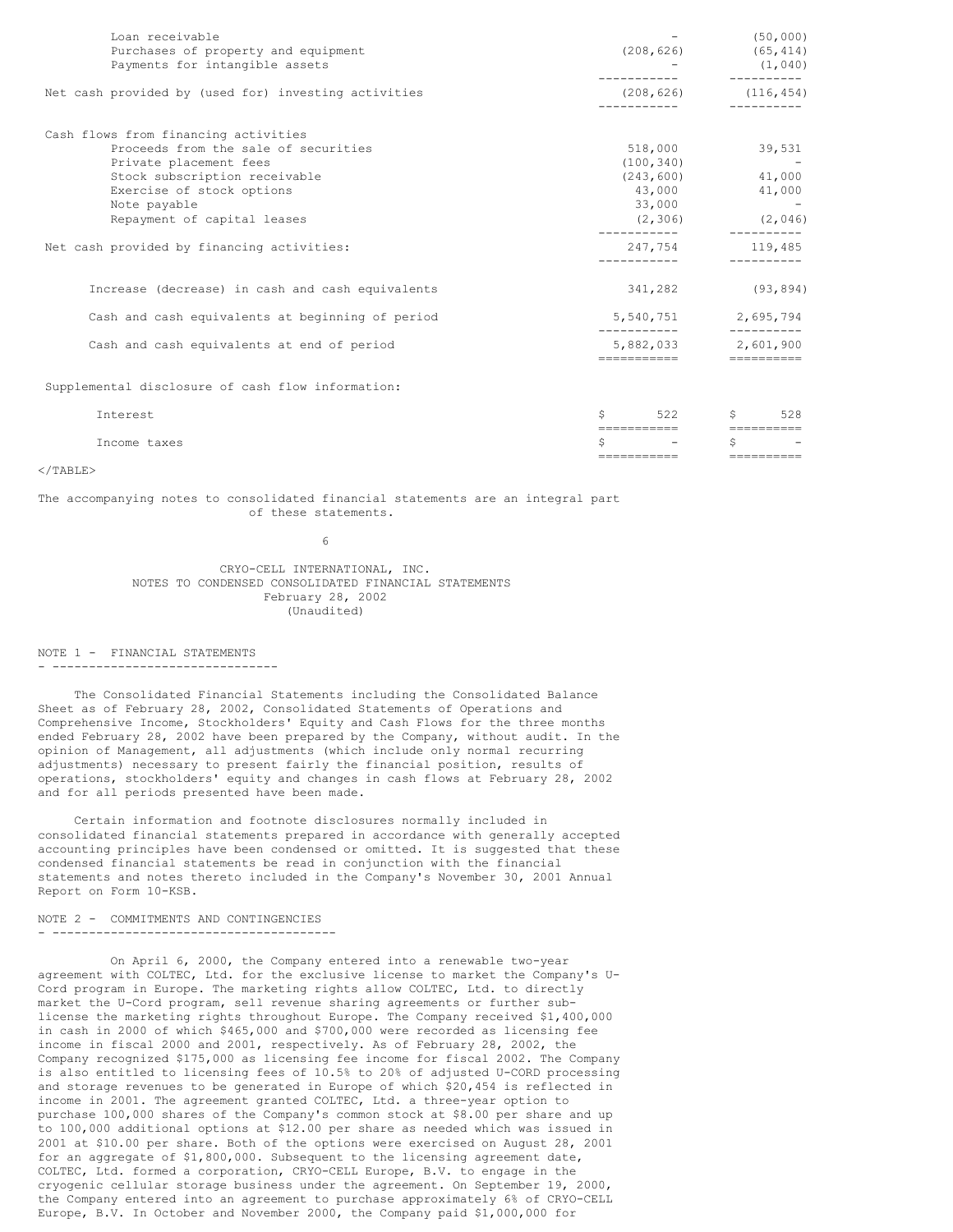| | | |
|---|---|---|
| Loan receivable | - | (50,000) |
| Purchases of property and equipment | (208,626) | (65,414) |
| Payments for intangible assets | - | (1,040) |
| Net cash provided by (used for) investing activities | (208,626) | (116,454) |
| Cash flows from financing activities | | |
| Proceeds from the sale of securities | 518,000 | 39,531 |
| Private placement fees | (100,340) | - |
| Stock subscription receivable | (243,600) | 41,000 |
| Exercise of stock options | 43,000 | 41,000 |
| Note payable | 33,000 | - |
| Repayment of capital leases | (2,306) | (2,046) |
| Net cash provided by financing activities: | 247,754 | 119,485 |
| Increase (decrease) in cash and cash equivalents | 341,282 | (93,894) |
| Cash and cash equivalents at beginning of period | 5,540,751 | 2,695,794 |
| Cash and cash equivalents at end of period | 5,882,033 | 2,601,900 |
| Supplemental disclosure of cash flow information: | | |
| Interest | $ 522 | $ 528 |
| Income taxes | $ - | $ - |

</TABLE>

The accompanying notes to consolidated financial statements are an integral part of these statements.

CRYO-CELL INTERNATIONAL, INC.
NOTES TO CONDENSED CONSOLIDATED FINANCIAL STATEMENTS
February 28, 2002
(Unaudited)

## NOTE 1 - FINANCIAL STATEMENTS

The Consolidated Financial Statements including the Consolidated Balance Sheet as of February 28, 2002, Consolidated Statements of Operations and Comprehensive Income, Stockholders' Equity and Cash Flows for the three months ended February 28, 2002 have been prepared by the Company, without audit. In the opinion of Management, all adjustments (which include only normal recurring adjustments) necessary to present fairly the financial position, results of operations, stockholders' equity and changes in cash flows at February 28, 2002 and for all periods presented have been made.

Certain information and footnote disclosures normally included in consolidated financial statements prepared in accordance with generally accepted accounting principles have been condensed or omitted. It is suggested that these condensed financial statements be read in conjunction with the financial statements and notes thereto included in the Company's November 30, 2001 Annual Report on Form 10-KSB.

## NOTE 2 - COMMITMENTS AND CONTINGENCIES

On April 6, 2000, the Company entered into a renewable two-year agreement with COLTEC, Ltd. for the exclusive license to market the Company's U-Cord program in Europe. The marketing rights allow COLTEC, Ltd. to directly market the U-Cord program, sell revenue sharing agreements or further sub-license the marketing rights throughout Europe. The Company received $1,400,000 in cash in 2000 of which $465,000 and $700,000 were recorded as licensing fee income in fiscal 2000 and 2001, respectively. As of February 28, 2002, the Company recognized $175,000 as licensing fee income for fiscal 2002. The Company is also entitled to licensing fees of 10.5% to 20% of adjusted U-CORD processing and storage revenues to be generated in Europe of which $20,454 is reflected in income in 2001. The agreement granted COLTEC, Ltd. a three-year option to purchase 100,000 shares of the Company's common stock at $8.00 per share and up to 100,000 additional options at $12.00 per share as needed which was issued in 2001 at $10.00 per share. Both of the options were exercised on August 28, 2001 for an aggregate of $1,800,000. Subsequent to the licensing agreement date, COLTEC, Ltd. formed a corporation, CRYO-CELL Europe, B.V. to engage in the cryogenic cellular storage business under the agreement. On September 19, 2000, the Company entered into an agreement to purchase approximately 6% of CRYO-CELL Europe, B.V. In October and November 2000, the Company paid $1,000,000 for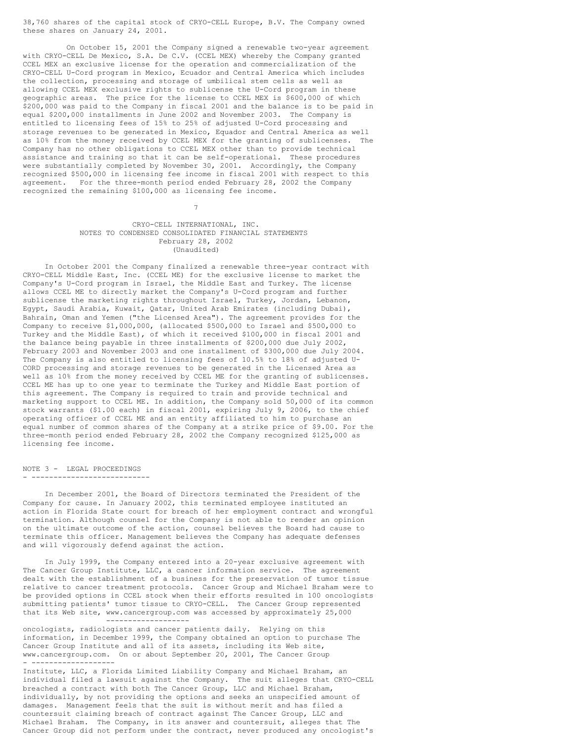38,760 shares of the capital stock of CRYO-CELL Europe, B.V. The Company owned these shares on January 24, 2001.

On October 15, 2001 the Company signed a renewable two-year agreement with CRYO-CELL De Mexico, S.A. De C.V. (CCEL MEX) whereby the Company granted CCEL MEX an exclusive license for the operation and commercialization of the CRYO-CELL U-Cord program in Mexico, Ecuador and Central America which includes the collection, processing and storage of umbilical stem cells as well as allowing CCEL MEX exclusive rights to sublicense the U-Cord program in these geographic areas. The price for the license to CCEL MEX is $600,000 of which $200,000 was paid to the Company in fiscal 2001 and the balance is to be paid in equal $200,000 installments in June 2002 and November 2003. The Company is entitled to licensing fees of 15% to 25% of adjusted U-Cord processing and storage revenues to be generated in Mexico, Equador and Central America as well as 10% from the money received by CCEL MEX for the granting of sublicenses. The Company has no other obligations to CCEL MEX other than to provide technical assistance and training so that it can be self-operational. These procedures were substantially completed by November 30, 2001. Accordingly, the Company recognized $500,000 in licensing fee income in fiscal 2001 with respect to this agreement. For the three-month period ended February 28, 2002 the Company recognized the remaining $100,000 as licensing fee income.

CRYO-CELL INTERNATIONAL, INC.
NOTES TO CONDENSED CONSOLIDATED FINANCIAL STATEMENTS
February 28, 2002
(Unaudited)

In October 2001 the Company finalized a renewable three-year contract with CRYO-CELL Middle East, Inc. (CCEL ME) for the exclusive license to market the Company's U-Cord program in Israel, the Middle East and Turkey. The license allows CCEL ME to directly market the Company's U-Cord program and further sublicense the marketing rights throughout Israel, Turkey, Jordan, Lebanon, Egypt, Saudi Arabia, Kuwait, Qatar, United Arab Emirates (including Dubai), Bahrain, Oman and Yemen ("the Licensed Area"). The agreement provides for the Company to receive $1,000,000, (allocated $500,000 to Israel and $500,000 to Turkey and the Middle East), of which it received $100,000 in fiscal 2001 and the balance being payable in three installments of $200,000 due July 2002, February 2003 and November 2003 and one installment of $300,000 due July 2004. The Company is also entitled to licensing fees of 10.5% to 18% of adjusted U-CORD processing and storage revenues to be generated in the Licensed Area as well as 10% from the money received by CCEL ME for the granting of sublicenses. CCEL ME has up to one year to terminate the Turkey and Middle East portion of this agreement. The Company is required to train and provide technical and marketing support to CCEL ME. In addition, the Company sold 50,000 of its common stock warrants ($1.00 each) in fiscal 2001, expiring July 9, 2006, to the chief operating officer of CCEL ME and an entity affiliated to him to purchase an equal number of common shares of the Company at a strike price of $9.00. For the three-month period ended February 28, 2002 the Company recognized $125,000 as licensing fee income.

## NOTE 3 - LEGAL PROCEEDINGS

In December 2001, the Board of Directors terminated the President of the Company for cause. In January 2002, this terminated employee instituted an action in Florida State court for breach of her employment contract and wrongful termination. Although counsel for the Company is not able to render an opinion on the ultimate outcome of the action, counsel believes the Board had cause to terminate this officer. Management believes the Company has adequate defenses and will vigorously defend against the action.

In July 1999, the Company entered into a 20-year exclusive agreement with The Cancer Group Institute, LLC, a cancer information service. The agreement dealt with the establishment of a business for the preservation of tumor tissue relative to cancer treatment protocols. Cancer Group and Michael Braham were to be provided options in CCEL stock when their efforts resulted in 100 oncologists submitting patients' tumor tissue to CRYO-CELL. The Cancer Group represented that its Web site, www.cancergroup.com was accessed by approximately 25,000 oncologists, radiologists and cancer patients daily. Relying on this information, in December 1999, the Company obtained an option to purchase The Cancer Group Institute and all of its assets, including its Web site, www.cancergroup.com. On or about September 20, 2001, The Cancer Group Institute, LLC, a Florida Limited Liability Company and Michael Braham, an individual filed a lawsuit against the Company. The suit alleges that CRYO-CELL breached a contract with both The Cancer Group, LLC and Michael Braham, individually, by not providing the options and seeks an unspecified amount of damages. Management feels that the suit is without merit and has filed a countersuit claiming breach of contract against The Cancer Group, LLC and Michael Braham. The Company, in its answer and countersuit, alleges that The Cancer Group did not perform under the contract, never produced any oncologist's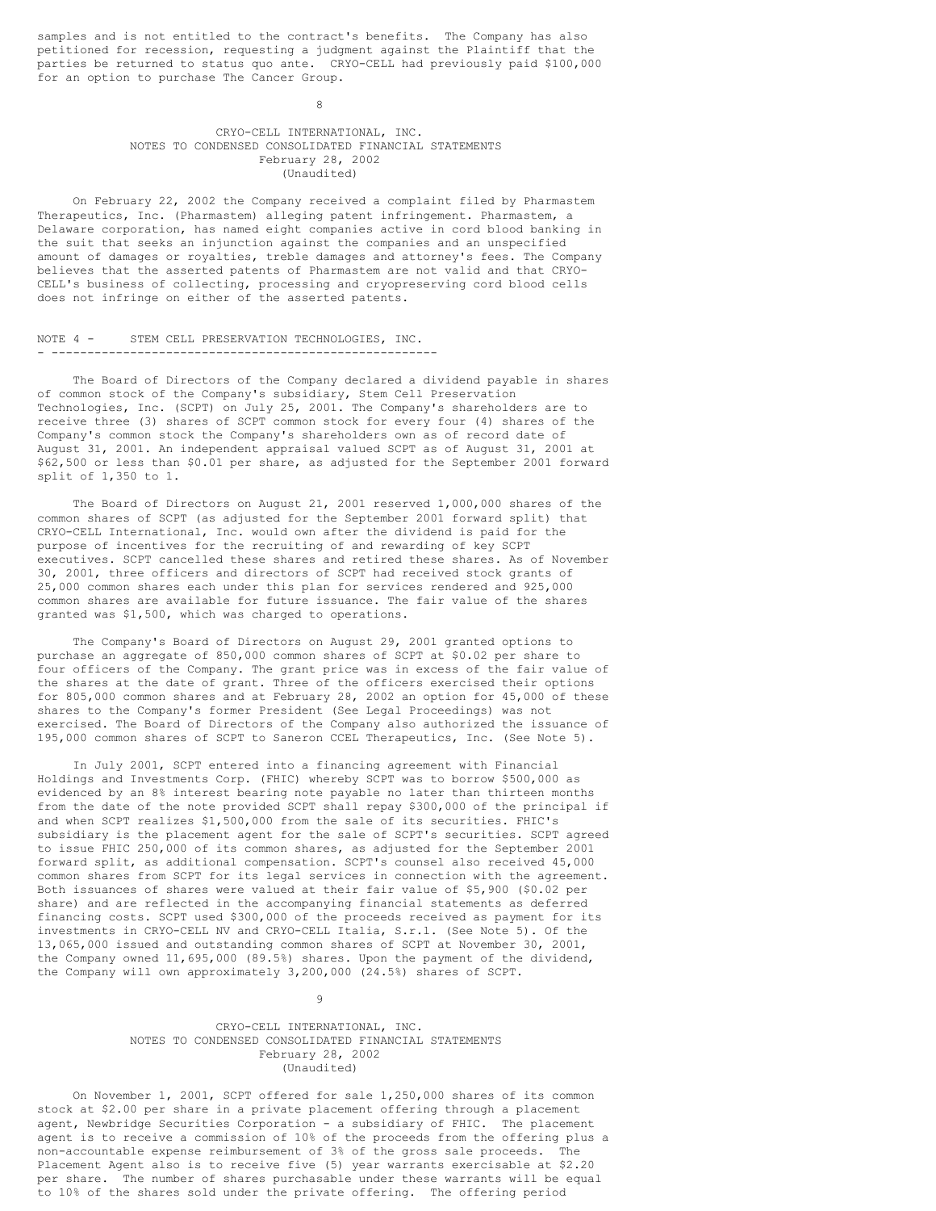samples and is not entitled to the contract's benefits. The Company has also petitioned for recession, requesting a judgment against the Plaintiff that the parties be returned to status quo ante. CRYO-CELL had previously paid $100,000 for an option to purchase The Cancer Group.

CRYO-CELL INTERNATIONAL, INC.
NOTES TO CONDENSED CONSOLIDATED FINANCIAL STATEMENTS
February 28, 2002
(Unaudited)

On February 22, 2002 the Company received a complaint filed by Pharmastem Therapeutics, Inc. (Pharmastem) alleging patent infringement. Pharmastem, a Delaware corporation, has named eight companies active in cord blood banking in the suit that seeks an injunction against the companies and an unspecified amount of damages or royalties, treble damages and attorney's fees. The Company believes that the asserted patents of Pharmastem are not valid and that CRYO-CELL's business of collecting, processing and cryopreserving cord blood cells does not infringe on either of the asserted patents.

## NOTE 4 - STEM CELL PRESERVATION TECHNOLOGIES, INC.

The Board of Directors of the Company declared a dividend payable in shares of common stock of the Company's subsidiary, Stem Cell Preservation Technologies, Inc. (SCPT) on July 25, 2001. The Company's shareholders are to receive three (3) shares of SCPT common stock for every four (4) shares of the Company's common stock the Company's shareholders own as of record date of August 31, 2001. An independent appraisal valued SCPT as of August 31, 2001 at $62,500 or less than $0.01 per share, as adjusted for the September 2001 forward split of 1,350 to 1.

The Board of Directors on August 21, 2001 reserved 1,000,000 shares of the common shares of SCPT (as adjusted for the September 2001 forward split) that CRYO-CELL International, Inc. would own after the dividend is paid for the purpose of incentives for the recruiting of and rewarding of key SCPT executives. SCPT cancelled these shares and retired these shares. As of November 30, 2001, three officers and directors of SCPT had received stock grants of 25,000 common shares each under this plan for services rendered and 925,000 common shares are available for future issuance. The fair value of the shares granted was $1,500, which was charged to operations.

The Company's Board of Directors on August 29, 2001 granted options to purchase an aggregate of 850,000 common shares of SCPT at $0.02 per share to four officers of the Company. The grant price was in excess of the fair value of the shares at the date of grant. Three of the officers exercised their options for 805,000 common shares and at February 28, 2002 an option for 45,000 of these shares to the Company's former President (See Legal Proceedings) was not exercised. The Board of Directors of the Company also authorized the issuance of 195,000 common shares of SCPT to Saneron CCEL Therapeutics, Inc. (See Note 5).

In July 2001, SCPT entered into a financing agreement with Financial Holdings and Investments Corp. (FHIC) whereby SCPT was to borrow $500,000 as evidenced by an 8% interest bearing note payable no later than thirteen months from the date of the note provided SCPT shall repay $300,000 of the principal if and when SCPT realizes $1,500,000 from the sale of its securities. FHIC's subsidiary is the placement agent for the sale of SCPT's securities. SCPT agreed to issue FHIC 250,000 of its common shares, as adjusted for the September 2001 forward split, as additional compensation. SCPT's counsel also received 45,000 common shares from SCPT for its legal services in connection with the agreement. Both issuances of shares were valued at their fair value of $5,900 ($0.02 per share) and are reflected in the accompanying financial statements as deferred financing costs. SCPT used $300,000 of the proceeds received as payment for its investments in CRYO-CELL NV and CRYO-CELL Italia, S.r.l. (See Note 5). Of the 13,065,000 issued and outstanding common shares of SCPT at November 30, 2001, the Company owned 11,695,000 (89.5%) shares. Upon the payment of the dividend, the Company will own approximately 3,200,000 (24.5%) shares of SCPT.

CRYO-CELL INTERNATIONAL, INC.
NOTES TO CONDENSED CONSOLIDATED FINANCIAL STATEMENTS
February 28, 2002
(Unaudited)

On November 1, 2001, SCPT offered for sale 1,250,000 shares of its common stock at $2.00 per share in a private placement offering through a placement agent, Newbridge Securities Corporation - a subsidiary of FHIC. The placement agent is to receive a commission of 10% of the proceeds from the offering plus a non-accountable expense reimbursement of 3% of the gross sale proceeds. The Placement Agent also is to receive five (5) year warrants exercisable at $2.20 per share. The number of shares purchasable under these warrants will be equal to 10% of the shares sold under the private offering. The offering period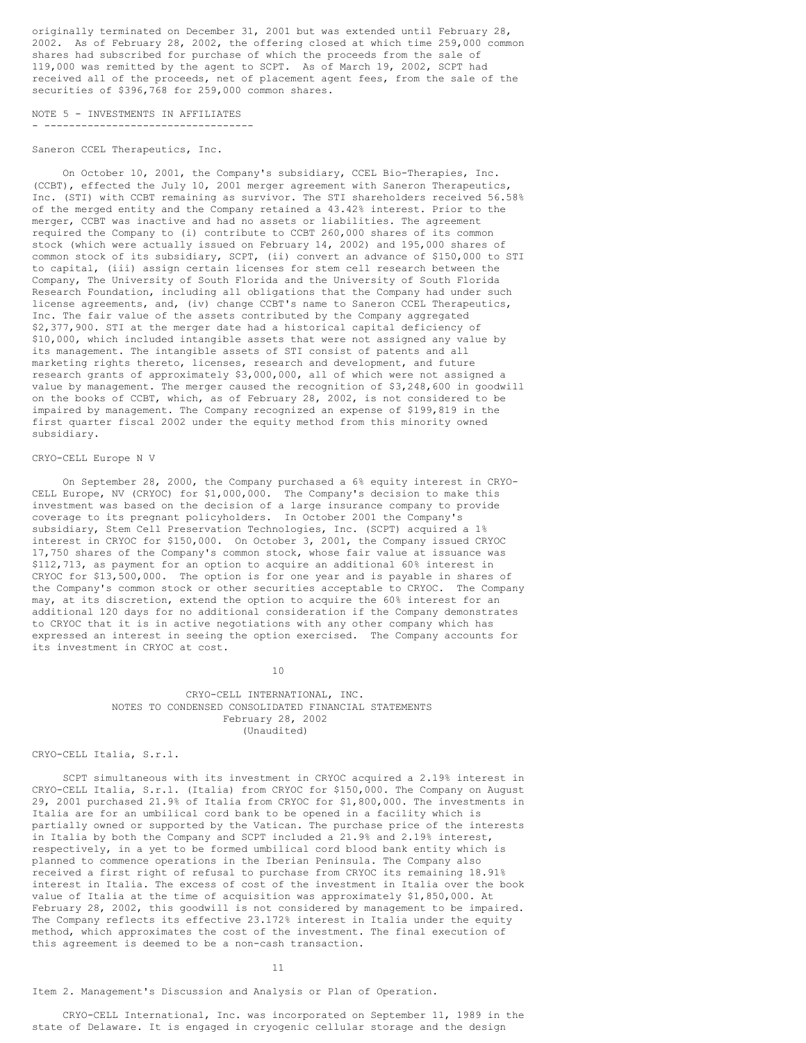originally terminated on December 31, 2001 but was extended until February 28, 2002. As of February 28, 2002, the offering closed at which time 259,000 common shares had subscribed for purchase of which the proceeds from the sale of 119,000 was remitted by the agent to SCPT. As of March 19, 2002, SCPT had received all of the proceeds, net of placement agent fees, from the sale of the securities of $396,768 for 259,000 common shares.

## NOTE 5 - INVESTMENTS IN AFFILIATES

### Saneron CCEL Therapeutics, Inc.

On October 10, 2001, the Company's subsidiary, CCEL Bio-Therapies, Inc. (CCBT), effected the July 10, 2001 merger agreement with Saneron Therapeutics, Inc. (STI) with CCBT remaining as survivor. The STI shareholders received 56.58% of the merged entity and the Company retained a 43.42% interest. Prior to the merger, CCBT was inactive and had no assets or liabilities. The agreement required the Company to (i) contribute to CCBT 260,000 shares of its common stock (which were actually issued on February 14, 2002) and 195,000 shares of common stock of its subsidiary, SCPT, (ii) convert an advance of $150,000 to STI to capital, (iii) assign certain licenses for stem cell research between the Company, The University of South Florida and the University of South Florida Research Foundation, including all obligations that the Company had under such license agreements, and, (iv) change CCBT's name to Saneron CCEL Therapeutics, Inc. The fair value of the assets contributed by the Company aggregated $2,377,900. STI at the merger date had a historical capital deficiency of $10,000, which included intangible assets that were not assigned any value by its management. The intangible assets of STI consist of patents and all marketing rights thereto, licenses, research and development, and future research grants of approximately $3,000,000, all of which were not assigned a value by management. The merger caused the recognition of $3,248,600 in goodwill on the books of CCBT, which, as of February 28, 2002, is not considered to be impaired by management. The Company recognized an expense of $199,819 in the first quarter fiscal 2002 under the equity method from this minority owned subsidiary.

### CRYO-CELL Europe N V

On September 28, 2000, the Company purchased a 6% equity interest in CRYO-CELL Europe, NV (CRYOC) for $1,000,000. The Company's decision to make this investment was based on the decision of a large insurance company to provide coverage to its pregnant policyholders. In October 2001 the Company's subsidiary, Stem Cell Preservation Technologies, Inc. (SCPT) acquired a 1% interest in CRYOC for $150,000. On October 3, 2001, the Company issued CRYOC 17,750 shares of the Company's common stock, whose fair value at issuance was $112,713, as payment for an option to acquire an additional 60% interest in CRYOC for $13,500,000. The option is for one year and is payable in shares of the Company's common stock or other securities acceptable to CRYOC. The Company may, at its discretion, extend the option to acquire the 60% interest for an additional 120 days for no additional consideration if the Company demonstrates to CRYOC that it is in active negotiations with any other company which has expressed an interest in seeing the option exercised. The Company accounts for its investment in CRYOC at cost.

### CRYO-CELL Italia, S.r.l.

SCPT simultaneous with its investment in CRYOC acquired a 2.19% interest in CRYO-CELL Italia, S.r.l. (Italia) from CRYOC for $150,000. The Company on August 29, 2001 purchased 21.9% of Italia from CRYOC for $1,800,000. The investments in Italia are for an umbilical cord bank to be opened in a facility which is partially owned or supported by the Vatican. The purchase price of the interests in Italia by both the Company and SCPT included a 21.9% and 2.19% interest, respectively, in a yet to be formed umbilical cord blood bank entity which is planned to commence operations in the Iberian Peninsula. The Company also received a first right of refusal to purchase from CRYOC its remaining 18.91% interest in Italia. The excess of cost of the investment in Italia over the book value of Italia at the time of acquisition was approximately $1,850,000. At February 28, 2002, this goodwill is not considered by management to be impaired. The Company reflects its effective 23.172% interest in Italia under the equity method, which approximates the cost of the investment. The final execution of this agreement is deemed to be a non-cash transaction.

## Item 2. Management's Discussion and Analysis or Plan of Operation.

CRYO-CELL International, Inc. was incorporated on September 11, 1989 in the state of Delaware. It is engaged in cryogenic cellular storage and the design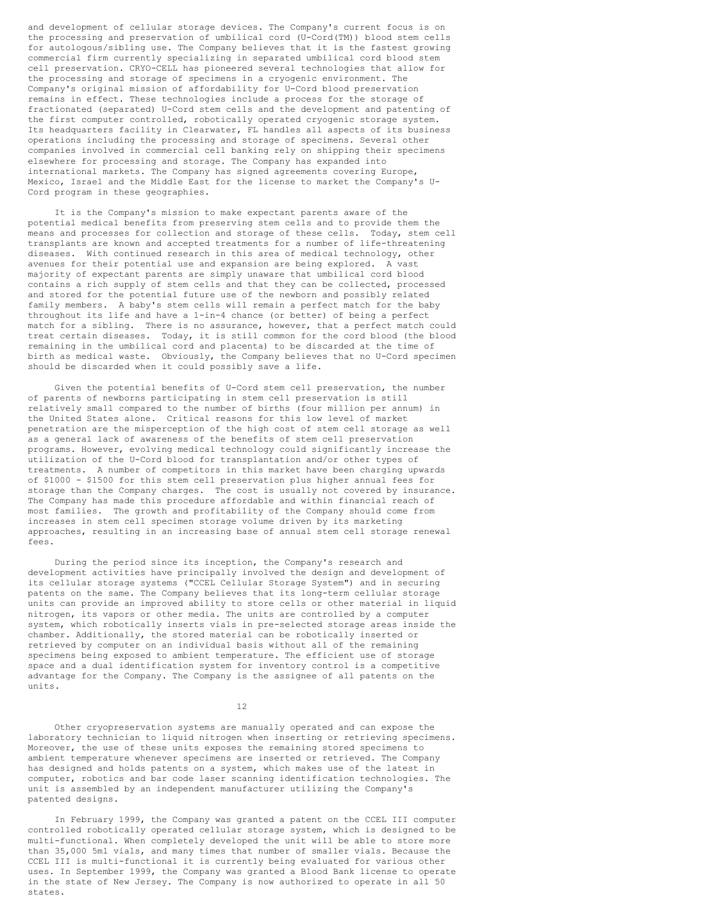and development of cellular storage devices. The Company's current focus is on the processing and preservation of umbilical cord (U-Cord(TM)) blood stem cells for autologous/sibling use. The Company believes that it is the fastest growing commercial firm currently specializing in separated umbilical cord blood stem cell preservation. CRYO-CELL has pioneered several technologies that allow for the processing and storage of specimens in a cryogenic environment. The Company's original mission of affordability for U-Cord blood preservation remains in effect. These technologies include a process for the storage of fractionated (separated) U-Cord stem cells and the development and patenting of the first computer controlled, robotically operated cryogenic storage system. Its headquarters facility in Clearwater, FL handles all aspects of its business operations including the processing and storage of specimens. Several other companies involved in commercial cell banking rely on shipping their specimens elsewhere for processing and storage. The Company has expanded into international markets. The Company has signed agreements covering Europe, Mexico, Israel and the Middle East for the license to market the Company's U-Cord program in these geographies.

It is the Company's mission to make expectant parents aware of the potential medical benefits from preserving stem cells and to provide them the means and processes for collection and storage of these cells. Today, stem cell transplants are known and accepted treatments for a number of life-threatening diseases. With continued research in this area of medical technology, other avenues for their potential use and expansion are being explored. A vast majority of expectant parents are simply unaware that umbilical cord blood contains a rich supply of stem cells and that they can be collected, processed and stored for the potential future use of the newborn and possibly related family members. A baby's stem cells will remain a perfect match for the baby throughout its life and have a 1-in-4 chance (or better) of being a perfect match for a sibling. There is no assurance, however, that a perfect match could treat certain diseases. Today, it is still common for the cord blood (the blood remaining in the umbilical cord and placenta) to be discarded at the time of birth as medical waste. Obviously, the Company believes that no U-Cord specimen should be discarded when it could possibly save a life.

Given the potential benefits of U-Cord stem cell preservation, the number of parents of newborns participating in stem cell preservation is still relatively small compared to the number of births (four million per annum) in the United States alone. Critical reasons for this low level of market penetration are the misperception of the high cost of stem cell storage as well as a general lack of awareness of the benefits of stem cell preservation programs. However, evolving medical technology could significantly increase the utilization of the U-Cord blood for transplantation and/or other types of treatments. A number of competitors in this market have been charging upwards of $1000 - $1500 for this stem cell preservation plus higher annual fees for storage than the Company charges. The cost is usually not covered by insurance. The Company has made this procedure affordable and within financial reach of most families. The growth and profitability of the Company should come from increases in stem cell specimen storage volume driven by its marketing approaches, resulting in an increasing base of annual stem cell storage renewal fees.

During the period since its inception, the Company's research and development activities have principally involved the design and development of its cellular storage systems ("CCEL Cellular Storage System") and in securing patents on the same. The Company believes that its long-term cellular storage units can provide an improved ability to store cells or other material in liquid nitrogen, its vapors or other media. The units are controlled by a computer system, which robotically inserts vials in pre-selected storage areas inside the chamber. Additionally, the stored material can be robotically inserted or retrieved by computer on an individual basis without all of the remaining specimens being exposed to ambient temperature. The efficient use of storage space and a dual identification system for inventory control is a competitive advantage for the Company. The Company is the assignee of all patents on the units.

Other cryopreservation systems are manually operated and can expose the laboratory technician to liquid nitrogen when inserting or retrieving specimens. Moreover, the use of these units exposes the remaining stored specimens to ambient temperature whenever specimens are inserted or retrieved. The Company has designed and holds patents on a system, which makes use of the latest in computer, robotics and bar code laser scanning identification technologies. The unit is assembled by an independent manufacturer utilizing the Company's patented designs.

In February 1999, the Company was granted a patent on the CCEL III computer controlled robotically operated cellular storage system, which is designed to be multi-functional. When completely developed the unit will be able to store more than 35,000 5ml vials, and many times that number of smaller vials. Because the CCEL III is multi-functional it is currently being evaluated for various other uses. In September 1999, the Company was granted a Blood Bank license to operate in the state of New Jersey. The Company is now authorized to operate in all 50 states.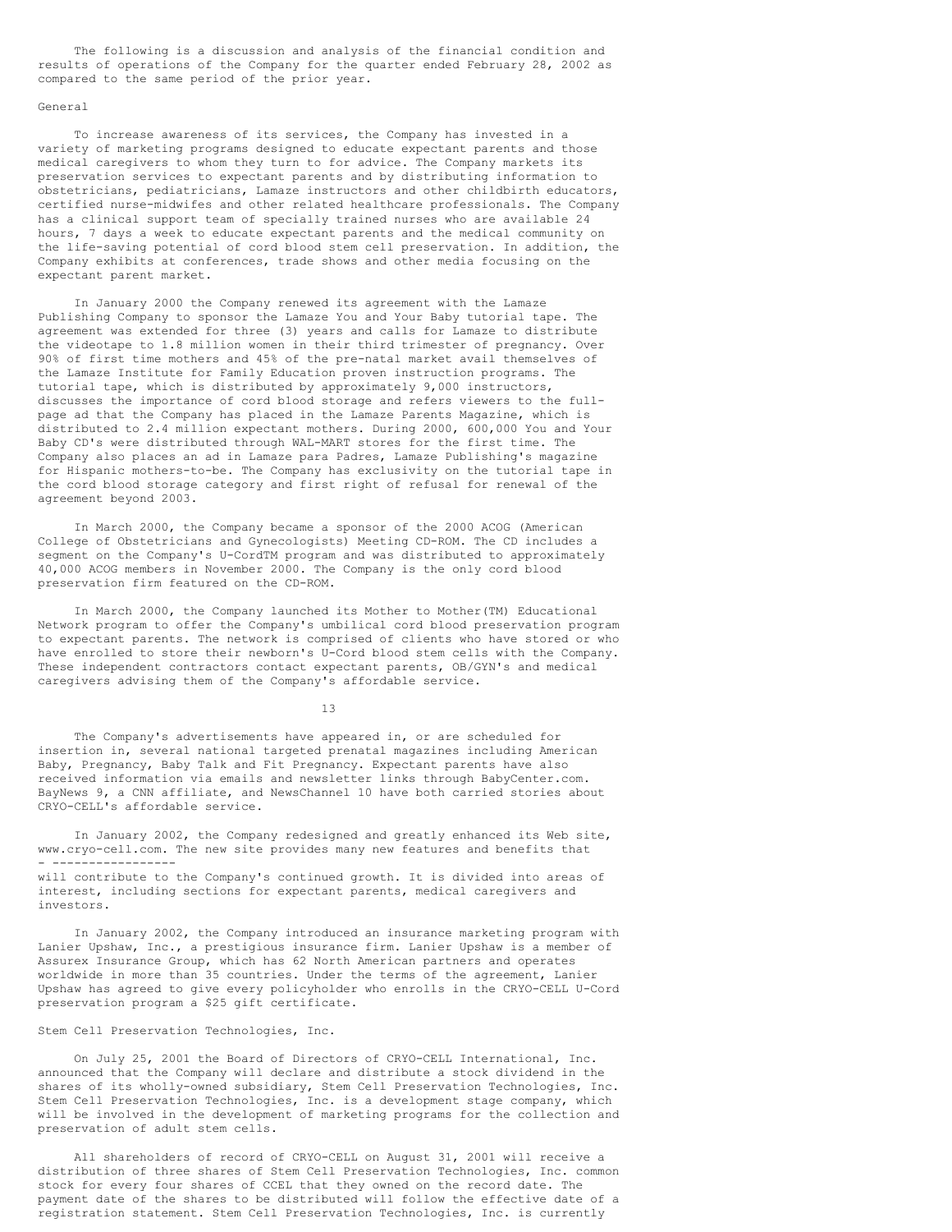The following is a discussion and analysis of the financial condition and results of operations of the Company for the quarter ended February 28, 2002 as compared to the same period of the prior year.

General

To increase awareness of its services, the Company has invested in a variety of marketing programs designed to educate expectant parents and those medical caregivers to whom they turn to for advice. The Company markets its preservation services to expectant parents and by distributing information to obstetricians, pediatricians, Lamaze instructors and other childbirth educators, certified nurse-midwifes and other related healthcare professionals. The Company has a clinical support team of specially trained nurses who are available 24 hours, 7 days a week to educate expectant parents and the medical community on the life-saving potential of cord blood stem cell preservation. In addition, the Company exhibits at conferences, trade shows and other media focusing on the expectant parent market.

In January 2000 the Company renewed its agreement with the Lamaze Publishing Company to sponsor the Lamaze You and Your Baby tutorial tape. The agreement was extended for three (3) years and calls for Lamaze to distribute the videotape to 1.8 million women in their third trimester of pregnancy. Over 90% of first time mothers and 45% of the pre-natal market avail themselves of the Lamaze Institute for Family Education proven instruction programs. The tutorial tape, which is distributed by approximately 9,000 instructors, discusses the importance of cord blood storage and refers viewers to the full-page ad that the Company has placed in the Lamaze Parents Magazine, which is distributed to 2.4 million expectant mothers. During 2000, 600,000 You and Your Baby CD's were distributed through WAL-MART stores for the first time. The Company also places an ad in Lamaze para Padres, Lamaze Publishing's magazine for Hispanic mothers-to-be. The Company has exclusivity on the tutorial tape in the cord blood storage category and first right of refusal for renewal of the agreement beyond 2003.

In March 2000, the Company became a sponsor of the 2000 ACOG (American College of Obstetricians and Gynecologists) Meeting CD-ROM. The CD includes a segment on the Company's U-CordTM program and was distributed to approximately 40,000 ACOG members in November 2000. The Company is the only cord blood preservation firm featured on the CD-ROM.

In March 2000, the Company launched its Mother to Mother(TM) Educational Network program to offer the Company's umbilical cord blood preservation program to expectant parents. The network is comprised of clients who have stored or who have enrolled to store their newborn's U-Cord blood stem cells with the Company. These independent contractors contact expectant parents, OB/GYN's and medical caregivers advising them of the Company's affordable service.

The Company's advertisements have appeared in, or are scheduled for insertion in, several national targeted prenatal magazines including American Baby, Pregnancy, Baby Talk and Fit Pregnancy. Expectant parents have also received information via emails and newsletter links through BabyCenter.com. BayNews 9, a CNN affiliate, and NewsChannel 10 have both carried stories about CRYO-CELL's affordable service.

In January 2002, the Company redesigned and greatly enhanced its Web site, www.cryo-cell.com. The new site provides many new features and benefits that will contribute to the Company's continued growth. It is divided into areas of interest, including sections for expectant parents, medical caregivers and investors.

In January 2002, the Company introduced an insurance marketing program with Lanier Upshaw, Inc., a prestigious insurance firm. Lanier Upshaw is a member of Assurex Insurance Group, which has 62 North American partners and operates worldwide in more than 35 countries. Under the terms of the agreement, Lanier Upshaw has agreed to give every policyholder who enrolls in the CRYO-CELL U-Cord preservation program a $25 gift certificate.

Stem Cell Preservation Technologies, Inc.

On July 25, 2001 the Board of Directors of CRYO-CELL International, Inc. announced that the Company will declare and distribute a stock dividend in the shares of its wholly-owned subsidiary, Stem Cell Preservation Technologies, Inc. Stem Cell Preservation Technologies, Inc. is a development stage company, which will be involved in the development of marketing programs for the collection and preservation of adult stem cells.

All shareholders of record of CRYO-CELL on August 31, 2001 will receive a distribution of three shares of Stem Cell Preservation Technologies, Inc. common stock for every four shares of CCEL that they owned on the record date. The payment date of the shares to be distributed will follow the effective date of a registration statement. Stem Cell Preservation Technologies, Inc. is currently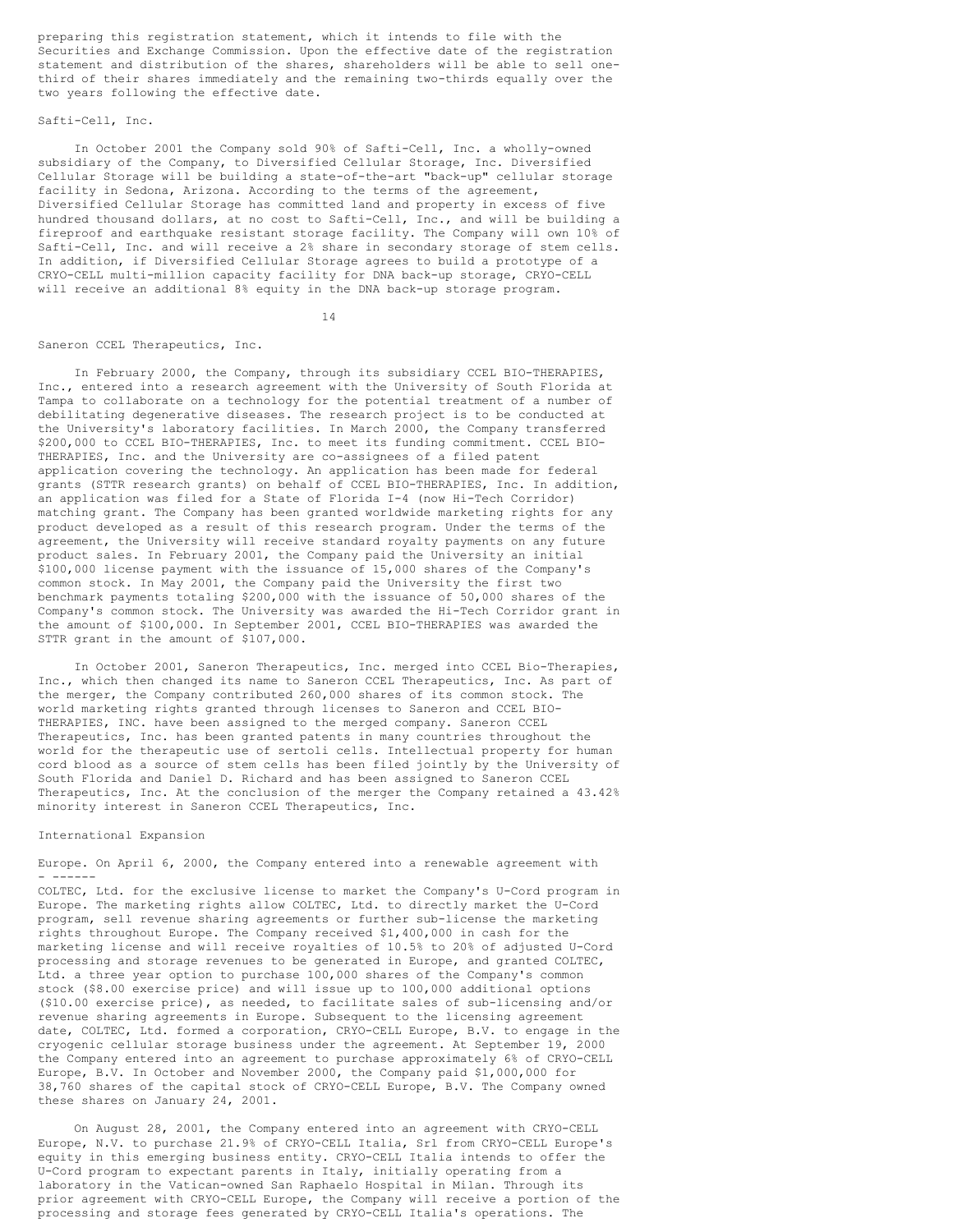preparing this registration statement, which it intends to file with the Securities and Exchange Commission. Upon the effective date of the registration statement and distribution of the shares, shareholders will be able to sell one-third of their shares immediately and the remaining two-thirds equally over the two years following the effective date.

Safti-Cell, Inc.

In October 2001 the Company sold 90% of Safti-Cell, Inc. a wholly-owned subsidiary of the Company, to Diversified Cellular Storage, Inc. Diversified Cellular Storage will be building a state-of-the-art "back-up" cellular storage facility in Sedona, Arizona. According to the terms of the agreement, Diversified Cellular Storage has committed land and property in excess of five hundred thousand dollars, at no cost to Safti-Cell, Inc., and will be building a fireproof and earthquake resistant storage facility. The Company will own 10% of Safti-Cell, Inc. and will receive a 2% share in secondary storage of stem cells. In addition, if Diversified Cellular Storage agrees to build a prototype of a CRYO-CELL multi-million capacity facility for DNA back-up storage, CRYO-CELL will receive an additional 8% equity in the DNA back-up storage program.

Saneron CCEL Therapeutics, Inc.

In February 2000, the Company, through its subsidiary CCEL BIO-THERAPIES, Inc., entered into a research agreement with the University of South Florida at Tampa to collaborate on a technology for the potential treatment of a number of debilitating degenerative diseases. The research project is to be conducted at the University's laboratory facilities. In March 2000, the Company transferred $200,000 to CCEL BIO-THERAPIES, Inc. to meet its funding commitment. CCEL BIO-THERAPIES, Inc. and the University are co-assignees of a filed patent application covering the technology. An application has been made for federal grants (STTR research grants) on behalf of CCEL BIO-THERAPIES, Inc. In addition, an application was filed for a State of Florida I-4 (now Hi-Tech Corridor) matching grant. The Company has been granted worldwide marketing rights for any product developed as a result of this research program. Under the terms of the agreement, the University will receive standard royalty payments on any future product sales. In February 2001, the Company paid the University an initial $100,000 license payment with the issuance of 15,000 shares of the Company's common stock. In May 2001, the Company paid the University the first two benchmark payments totaling $200,000 with the issuance of 50,000 shares of the Company's common stock. The University was awarded the Hi-Tech Corridor grant in the amount of $100,000. In September 2001, CCEL BIO-THERAPIES was awarded the STTR grant in the amount of $107,000.

In October 2001, Saneron Therapeutics, Inc. merged into CCEL Bio-Therapies, Inc., which then changed its name to Saneron CCEL Therapeutics, Inc. As part of the merger, the Company contributed 260,000 shares of its common stock. The world marketing rights granted through licenses to Saneron and CCEL BIO-THERAPIES, INC. have been assigned to the merged company. Saneron CCEL Therapeutics, Inc. has been granted patents in many countries throughout the world for the therapeutic use of sertoli cells. Intellectual property for human cord blood as a source of stem cells has been filed jointly by the University of South Florida and Daniel D. Richard and has been assigned to Saneron CCEL Therapeutics, Inc. At the conclusion of the merger the Company retained a 43.42% minority interest in Saneron CCEL Therapeutics, Inc.

International Expansion

Europe. On April 6, 2000, the Company entered into a renewable agreement with COLTEC, Ltd. for the exclusive license to market the Company's U-Cord program in Europe. The marketing rights allow COLTEC, Ltd. to directly market the U-Cord program, sell revenue sharing agreements or further sub-license the marketing rights throughout Europe. The Company received $1,400,000 in cash for the marketing license and will receive royalties of 10.5% to 20% of adjusted U-Cord processing and storage revenues to be generated in Europe, and granted COLTEC, Ltd. a three year option to purchase 100,000 shares of the Company's common stock ($8.00 exercise price) and will issue up to 100,000 additional options ($10.00 exercise price), as needed, to facilitate sales of sub-licensing and/or revenue sharing agreements in Europe. Subsequent to the licensing agreement date, COLTEC, Ltd. formed a corporation, CRYO-CELL Europe, B.V. to engage in the cryogenic cellular storage business under the agreement. At September 19, 2000 the Company entered into an agreement to purchase approximately 6% of CRYO-CELL Europe, B.V. In October and November 2000, the Company paid $1,000,000 for 38,760 shares of the capital stock of CRYO-CELL Europe, B.V. The Company owned these shares on January 24, 2001.

On August 28, 2001, the Company entered into an agreement with CRYO-CELL Europe, N.V. to purchase 21.9% of CRYO-CELL Italia, Srl from CRYO-CELL Europe's equity in this emerging business entity. CRYO-CELL Italia intends to offer the U-Cord program to expectant parents in Italy, initially operating from a laboratory in the Vatican-owned San Raphaelo Hospital in Milan. Through its prior agreement with CRYO-CELL Europe, the Company will receive a portion of the processing and storage fees generated by CRYO-CELL Italia's operations. The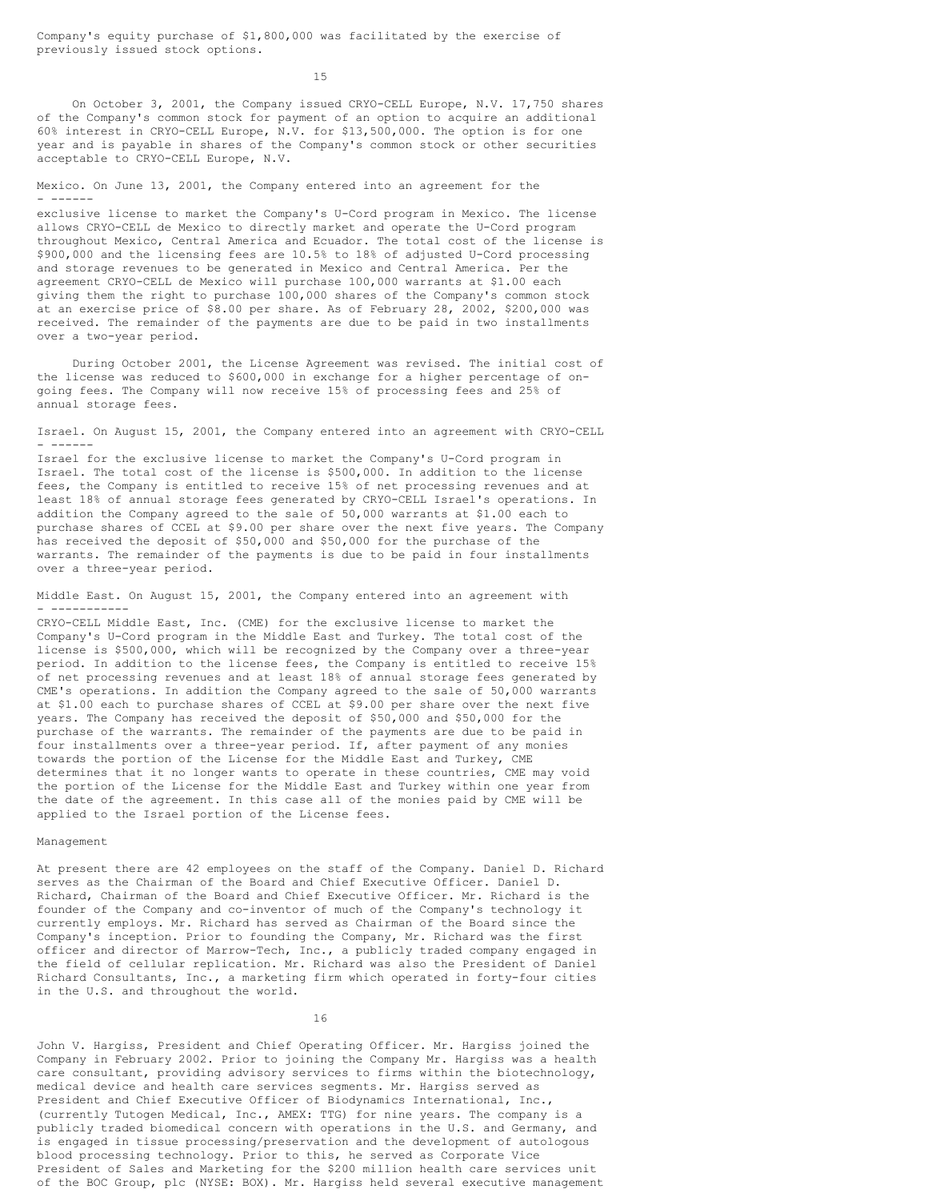Company's equity purchase of $1,800,000 was facilitated by the exercise of previously issued stock options.

On October 3, 2001, the Company issued CRYO-CELL Europe, N.V. 17,750 shares of the Company's common stock for payment of an option to acquire an additional 60% interest in CRYO-CELL Europe, N.V. for $13,500,000. The option is for one year and is payable in shares of the Company's common stock or other securities acceptable to CRYO-CELL Europe, N.V.

Mexico. On June 13, 2001, the Company entered into an agreement for the exclusive license to market the Company's U-Cord program in Mexico. The license allows CRYO-CELL de Mexico to directly market and operate the U-Cord program throughout Mexico, Central America and Ecuador. The total cost of the license is $900,000 and the licensing fees are 10.5% to 18% of adjusted U-Cord processing and storage revenues to be generated in Mexico and Central America. Per the agreement CRYO-CELL de Mexico will purchase 100,000 warrants at $1.00 each giving them the right to purchase 100,000 shares of the Company's common stock at an exercise price of $8.00 per share. As of February 28, 2002, $200,000 was received. The remainder of the payments are due to be paid in two installments over a two-year period.

During October 2001, the License Agreement was revised. The initial cost of the license was reduced to $600,000 in exchange for a higher percentage of on-going fees. The Company will now receive 15% of processing fees and 25% of annual storage fees.

Israel. On August 15, 2001, the Company entered into an agreement with CRYO-CELL Israel for the exclusive license to market the Company's U-Cord program in Israel. The total cost of the license is $500,000. In addition to the license fees, the Company is entitled to receive 15% of net processing revenues and at least 18% of annual storage fees generated by CRYO-CELL Israel's operations. In addition the Company agreed to the sale of 50,000 warrants at $1.00 each to purchase shares of CCEL at $9.00 per share over the next five years. The Company has received the deposit of $50,000 and $50,000 for the purchase of the warrants. The remainder of the payments is due to be paid in four installments over a three-year period.

Middle East. On August 15, 2001, the Company entered into an agreement with CRYO-CELL Middle East, Inc. (CME) for the exclusive license to market the Company's U-Cord program in the Middle East and Turkey. The total cost of the license is $500,000, which will be recognized by the Company over a three-year period. In addition to the license fees, the Company is entitled to receive 15% of net processing revenues and at least 18% of annual storage fees generated by CME's operations. In addition the Company agreed to the sale of 50,000 warrants at $1.00 each to purchase shares of CCEL at $9.00 per share over the next five years. The Company has received the deposit of $50,000 and $50,000 for the purchase of the warrants. The remainder of the payments are due to be paid in four installments over a three-year period. If, after payment of any monies towards the portion of the License for the Middle East and Turkey, CME determines that it no longer wants to operate in these countries, CME may void the portion of the License for the Middle East and Turkey within one year from the date of the agreement. In this case all of the monies paid by CME will be applied to the Israel portion of the License fees.

Management

At present there are 42 employees on the staff of the Company. Daniel D. Richard serves as the Chairman of the Board and Chief Executive Officer. Daniel D. Richard, Chairman of the Board and Chief Executive Officer. Mr. Richard is the founder of the Company and co-inventor of much of the Company's technology it currently employs. Mr. Richard has served as Chairman of the Board since the Company's inception. Prior to founding the Company, Mr. Richard was the first officer and director of Marrow-Tech, Inc., a publicly traded company engaged in the field of cellular replication. Mr. Richard was also the President of Daniel Richard Consultants, Inc., a marketing firm which operated in forty-four cities in the U.S. and throughout the world.

John V. Hargiss, President and Chief Operating Officer. Mr. Hargiss joined the Company in February 2002. Prior to joining the Company Mr. Hargiss was a health care consultant, providing advisory services to firms within the biotechnology, medical device and health care services segments. Mr. Hargiss served as President and Chief Executive Officer of Biodynamics International, Inc., (currently Tutogen Medical, Inc., AMEX: TTG) for nine years. The company is a publicly traded biomedical concern with operations in the U.S. and Germany, and is engaged in tissue processing/preservation and the development of autologous blood processing technology. Prior to this, he served as Corporate Vice President of Sales and Marketing for the $200 million health care services unit of the BOC Group, plc (NYSE: BOX). Mr. Hargiss held several executive management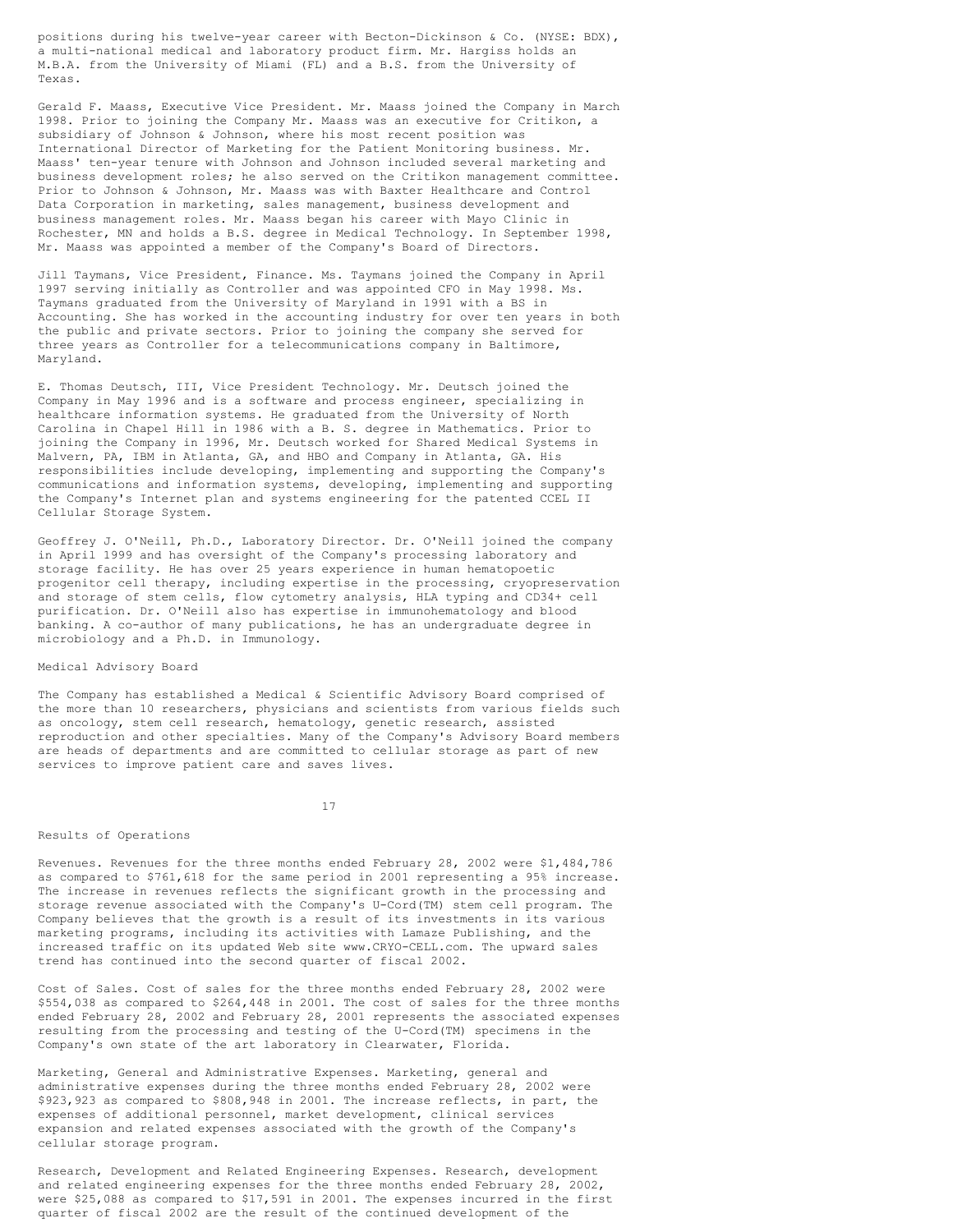positions during his twelve-year career with Becton-Dickinson & Co. (NYSE: BDX), a multi-national medical and laboratory product firm. Mr. Hargiss holds an M.B.A. from the University of Miami (FL) and a B.S. from the University of Texas.

Gerald F. Maass, Executive Vice President. Mr. Maass joined the Company in March 1998. Prior to joining the Company Mr. Maass was an executive for Critikon, a subsidiary of Johnson & Johnson, where his most recent position was International Director of Marketing for the Patient Monitoring business. Mr. Maass' ten-year tenure with Johnson and Johnson included several marketing and business development roles; he also served on the Critikon management committee. Prior to Johnson & Johnson, Mr. Maass was with Baxter Healthcare and Control Data Corporation in marketing, sales management, business development and business management roles. Mr. Maass began his career with Mayo Clinic in Rochester, MN and holds a B.S. degree in Medical Technology. In September 1998, Mr. Maass was appointed a member of the Company's Board of Directors.

Jill Taymans, Vice President, Finance. Ms. Taymans joined the Company in April 1997 serving initially as Controller and was appointed CFO in May 1998. Ms. Taymans graduated from the University of Maryland in 1991 with a BS in Accounting. She has worked in the accounting industry for over ten years in both the public and private sectors. Prior to joining the company she served for three years as Controller for a telecommunications company in Baltimore, Maryland.

E. Thomas Deutsch, III, Vice President Technology. Mr. Deutsch joined the Company in May 1996 and is a software and process engineer, specializing in healthcare information systems. He graduated from the University of North Carolina in Chapel Hill in 1986 with a B. S. degree in Mathematics. Prior to joining the Company in 1996, Mr. Deutsch worked for Shared Medical Systems in Malvern, PA, IBM in Atlanta, GA, and HBO and Company in Atlanta, GA. His responsibilities include developing, implementing and supporting the Company's communications and information systems, developing, implementing and supporting the Company's Internet plan and systems engineering for the patented CCEL II Cellular Storage System.

Geoffrey J. O'Neill, Ph.D., Laboratory Director. Dr. O'Neill joined the company in April 1999 and has oversight of the Company's processing laboratory and storage facility. He has over 25 years experience in human hematopoetic progenitor cell therapy, including expertise in the processing, cryopreservation and storage of stem cells, flow cytometry analysis, HLA typing and CD34+ cell purification. Dr. O'Neill also has expertise in immunohematology and blood banking. A co-author of many publications, he has an undergraduate degree in microbiology and a Ph.D. in Immunology.

Medical Advisory Board

The Company has established a Medical & Scientific Advisory Board comprised of the more than 10 researchers, physicians and scientists from various fields such as oncology, stem cell research, hematology, genetic research, assisted reproduction and other specialties. Many of the Company's Advisory Board members are heads of departments and are committed to cellular storage as part of new services to improve patient care and saves lives.

Results of Operations

Revenues. Revenues for the three months ended February 28, 2002 were $1,484,786 as compared to $761,618 for the same period in 2001 representing a 95% increase. The increase in revenues reflects the significant growth in the processing and storage revenue associated with the Company's U-Cord(TM) stem cell program. The Company believes that the growth is a result of its investments in its various marketing programs, including its activities with Lamaze Publishing, and the increased traffic on its updated Web site www.CRYO-CELL.com. The upward sales trend has continued into the second quarter of fiscal 2002.

Cost of Sales. Cost of sales for the three months ended February 28, 2002 were $554,038 as compared to $264,448 in 2001. The cost of sales for the three months ended February 28, 2002 and February 28, 2001 represents the associated expenses resulting from the processing and testing of the U-Cord(TM) specimens in the Company's own state of the art laboratory in Clearwater, Florida.

Marketing, General and Administrative Expenses. Marketing, general and administrative expenses during the three months ended February 28, 2002 were $923,923 as compared to $808,948 in 2001. The increase reflects, in part, the expenses of additional personnel, market development, clinical services expansion and related expenses associated with the growth of the Company's cellular storage program.

Research, Development and Related Engineering Expenses. Research, development and related engineering expenses for the three months ended February 28, 2002, were $25,088 as compared to $17,591 in 2001. The expenses incurred in the first quarter of fiscal 2002 are the result of the continued development of the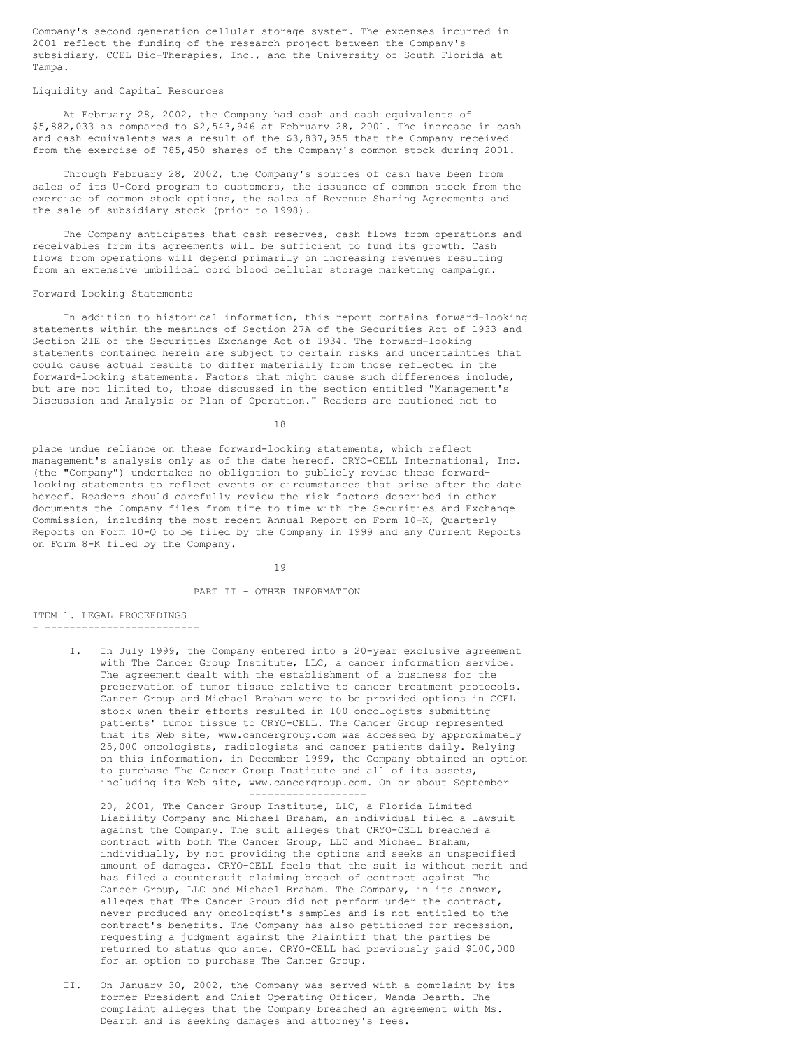Company's second generation cellular storage system. The expenses incurred in 2001 reflect the funding of the research project between the Company's subsidiary, CCEL Bio-Therapies, Inc., and the University of South Florida at Tampa.

### Liquidity and Capital Resources

At February 28, 2002, the Company had cash and cash equivalents of $5,882,033 as compared to $2,543,946 at February 28, 2001. The increase in cash and cash equivalents was a result of the $3,837,955 that the Company received from the exercise of 785,450 shares of the Company's common stock during 2001.

Through February 28, 2002, the Company's sources of cash have been from sales of its U-Cord program to customers, the issuance of common stock from the exercise of common stock options, the sales of Revenue Sharing Agreements and the sale of subsidiary stock (prior to 1998).

The Company anticipates that cash reserves, cash flows from operations and receivables from its agreements will be sufficient to fund its growth. Cash flows from operations will depend primarily on increasing revenues resulting from an extensive umbilical cord blood cellular storage marketing campaign.

### Forward Looking Statements

In addition to historical information, this report contains forward-looking statements within the meanings of Section 27A of the Securities Act of 1933 and Section 21E of the Securities Exchange Act of 1934. The forward-looking statements contained herein are subject to certain risks and uncertainties that could cause actual results to differ materially from those reflected in the forward-looking statements. Factors that might cause such differences include, but are not limited to, those discussed in the section entitled "Management's Discussion and Analysis or Plan of Operation." Readers are cautioned not to place undue reliance on these forward-looking statements, which reflect management's analysis only as of the date hereof. CRYO-CELL International, Inc. (the "Company") undertakes no obligation to publicly revise these forward-looking statements to reflect events or circumstances that arise after the date hereof. Readers should carefully review the risk factors described in other documents the Company files from time to time with the Securities and Exchange Commission, including the most recent Annual Report on Form 10-K, Quarterly Reports on Form 10-Q to be filed by the Company in 1999 and any Current Reports on Form 8-K filed by the Company.

## PART II - OTHER INFORMATION

### ITEM 1. LEGAL PROCEEDINGS

I. In July 1999, the Company entered into a 20-year exclusive agreement with The Cancer Group Institute, LLC, a cancer information service. The agreement dealt with the establishment of a business for the preservation of tumor tissue relative to cancer treatment protocols. Cancer Group and Michael Braham were to be provided options in CCEL stock when their efforts resulted in 100 oncologists submitting patients' tumor tissue to CRYO-CELL. The Cancer Group represented that its Web site, www.cancergroup.com was accessed by approximately 25,000 oncologists, radiologists and cancer patients daily. Relying on this information, in December 1999, the Company obtained an option to purchase The Cancer Group Institute and all of its assets, including its Web site, www.cancergroup.com. On or about September 20, 2001, The Cancer Group Institute, LLC, a Florida Limited Liability Company and Michael Braham, an individual filed a lawsuit against the Company. The suit alleges that CRYO-CELL breached a contract with both The Cancer Group, LLC and Michael Braham, individually, by not providing the options and seeks an unspecified amount of damages. CRYO-CELL feels that the suit is without merit and has filed a countersuit claiming breach of contract against The Cancer Group, LLC and Michael Braham. The Company, in its answer, alleges that The Cancer Group did not perform under the contract, never produced any oncologist's samples and is not entitled to the contract's benefits. The Company has also petitioned for recession, requesting a judgment against the Plaintiff that the parties be returned to status quo ante. CRYO-CELL had previously paid $100,000 for an option to purchase The Cancer Group.

II. On January 30, 2002, the Company was served with a complaint by its former President and Chief Operating Officer, Wanda Dearth. The complaint alleges that the Company breached an agreement with Ms. Dearth and is seeking damages and attorney's fees.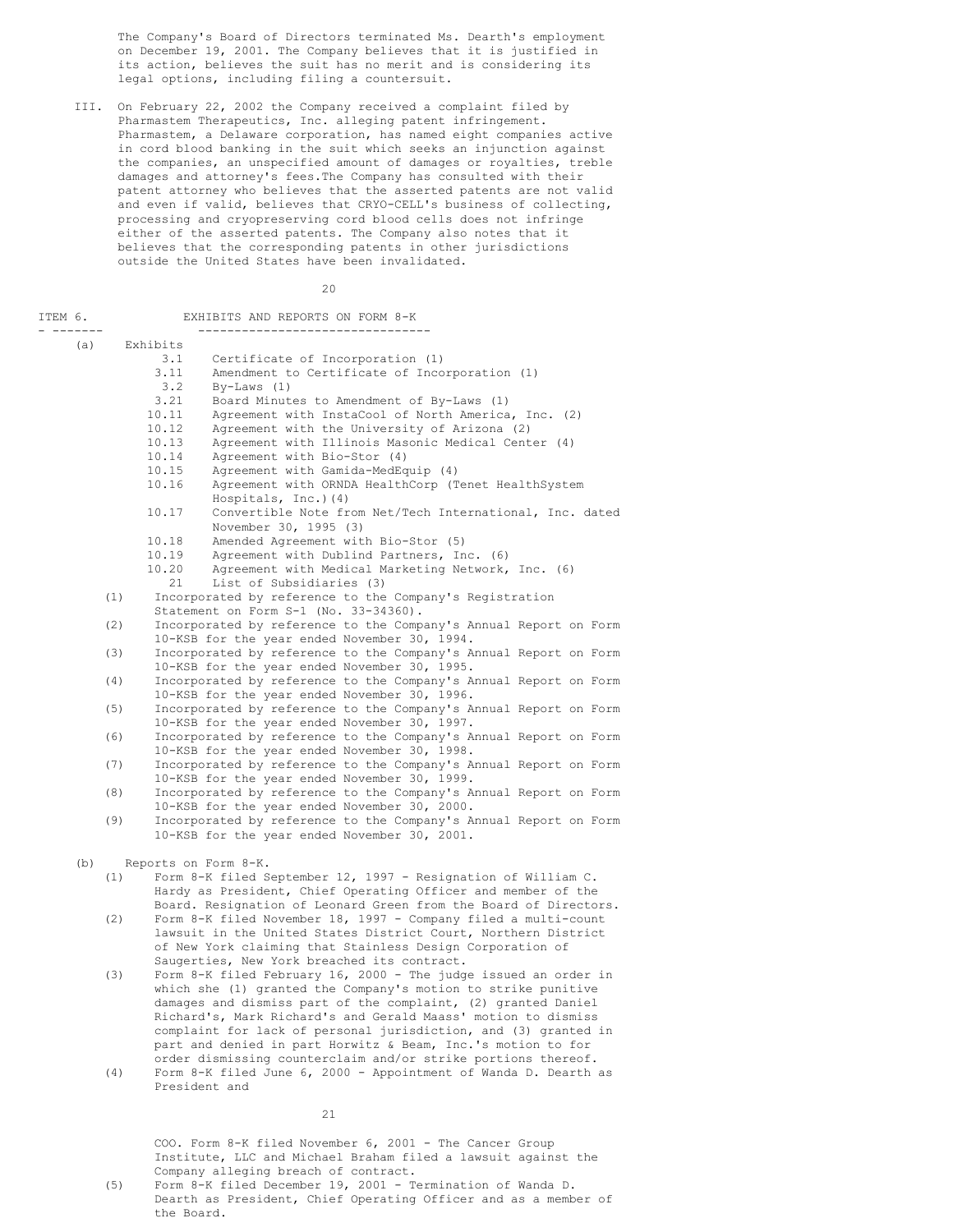The Company's Board of Directors terminated Ms. Dearth's employment on December 19, 2001. The Company believes that it is justified in its action, believes the suit has no merit and is considering its legal options, including filing a countersuit.

III. On February 22, 2002 the Company received a complaint filed by Pharmastem Therapeutics, Inc. alleging patent infringement. Pharmastem, a Delaware corporation, has named eight companies active in cord blood banking in the suit which seeks an injunction against the companies, an unspecified amount of damages or royalties, treble damages and attorney's fees.The Company has consulted with their patent attorney who believes that the asserted patents are not valid and even if valid, believes that CRYO-CELL's business of collecting, processing and cryopreserving cord blood cells does not infringe either of the asserted patents. The Company also notes that it believes that the corresponding patents in other jurisdictions outside the United States have been invalidated.

## ITEM 6. EXHIBITS AND REPORTS ON FORM 8-K

(a) Exhibits

| | |
|---|---|
| 3.1 | Certificate of Incorporation (1) |
| 3.11 | Amendment to Certificate of Incorporation (1) |
| 3.2 | By-Laws (1) |
| 3.21 | Board Minutes to Amendment of By-Laws (1) |
| 10.11 | Agreement with InstaCool of North America, Inc. (2) |
| 10.12 | Agreement with the University of Arizona (2) |
| 10.13 | Agreement with Illinois Masonic Medical Center (4) |
| 10.14 | Agreement with Bio-Stor (4) |
| 10.15 | Agreement with Gamida-MedEquip (4) |
| 10.16 | Agreement with ORNDA HealthCorp (Tenet HealthSystem Hospitals, Inc.)(4) |
| 10.17 | Convertible Note from Net/Tech International, Inc. dated November 30, 1995 (3) |
| 10.18 | Amended Agreement with Bio-Stor (5) |
| 10.19 | Agreement with Dublind Partners, Inc. (6) |
| 10.20 | Agreement with Medical Marketing Network, Inc. (6) |
| 21 | List of Subsidiaries (3) |

(1) Incorporated by reference to the Company's Registration Statement on Form S-1 (No. 33-34360).

(2) Incorporated by reference to the Company's Annual Report on Form 10-KSB for the year ended November 30, 1994.

(3) Incorporated by reference to the Company's Annual Report on Form 10-KSB for the year ended November 30, 1995.

(4) Incorporated by reference to the Company's Annual Report on Form 10-KSB for the year ended November 30, 1996.

(5) Incorporated by reference to the Company's Annual Report on Form 10-KSB for the year ended November 30, 1997.

(6) Incorporated by reference to the Company's Annual Report on Form 10-KSB for the year ended November 30, 1998.

(7) Incorporated by reference to the Company's Annual Report on Form 10-KSB for the year ended November 30, 1999.

(8) Incorporated by reference to the Company's Annual Report on Form 10-KSB for the year ended November 30, 2000.

(9) Incorporated by reference to the Company's Annual Report on Form 10-KSB for the year ended November 30, 2001.

(b) Reports on Form 8-K.

(1) Form 8-K filed September 12, 1997 - Resignation of William C. Hardy as President, Chief Operating Officer and member of the Board. Resignation of Leonard Green from the Board of Directors.

(2) Form 8-K filed November 18, 1997 - Company filed a multi-count lawsuit in the United States District Court, Northern District of New York claiming that Stainless Design Corporation of Saugerties, New York breached its contract.

(3) Form 8-K filed February 16, 2000 - The judge issued an order in which she (1) granted the Company's motion to strike punitive damages and dismiss part of the complaint, (2) granted Daniel Richard's, Mark Richard's and Gerald Maass' motion to dismiss complaint for lack of personal jurisdiction, and (3) granted in part and denied in part Horwitz & Beam, Inc.'s motion to for order dismissing counterclaim and/or strike portions thereof.

(4) Form 8-K filed June 6, 2000 - Appointment of Wanda D. Dearth as President and COO. Form 8-K filed November 6, 2001 - The Cancer Group Institute, LLC and Michael Braham filed a lawsuit against the Company alleging breach of contract.

(5) Form 8-K filed December 19, 2001 - Termination of Wanda D. Dearth as President, Chief Operating Officer and as a member of the Board.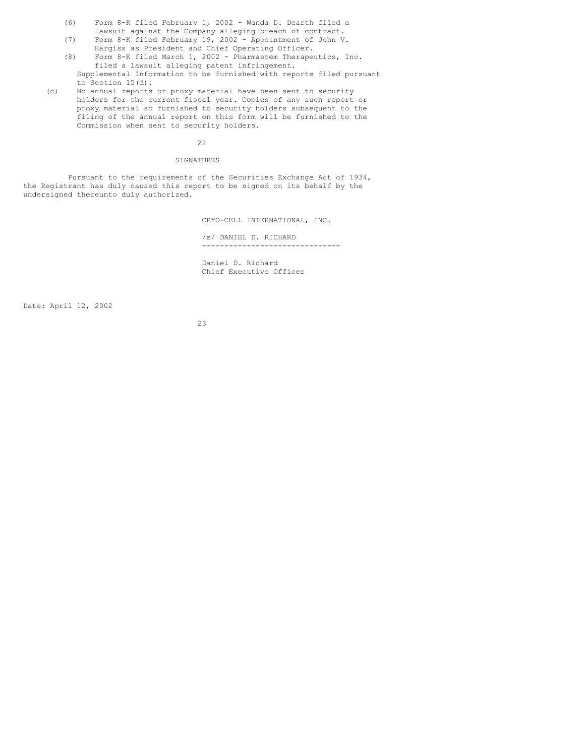(6) Form 8-K filed February 1, 2002 - Wanda D. Dearth filed a lawsuit against the Company alleging breach of contract.

(7) Form 8-K filed February 19, 2002 - Appointment of John V. Hargiss as President and Chief Operating Officer.

(8) Form 8-K filed March 1, 2002 - Pharmastem Therapeutics, Inc. filed a lawsuit alleging patent infringement.

Supplemental Information to be furnished with reports filed pursuant to Section 15(d).

(c) No annual reports or proxy material have been sent to security holders for the current fiscal year. Copies of any such report or proxy material so furnished to security holders subsequent to the filing of the annual report on this form will be furnished to the Commission when sent to security holders.

## SIGNATURES

Pursuant to the requirements of the Securities Exchange Act of 1934, the Registrant has duly caused this report to be signed on its behalf by the undersigned thereunto duly authorized.

CRYO-CELL INTERNATIONAL, INC.

/s/ DANIEL D. RICHARD

---

Daniel D. Richard
Chief Executive Officer

Date: April 12, 2002